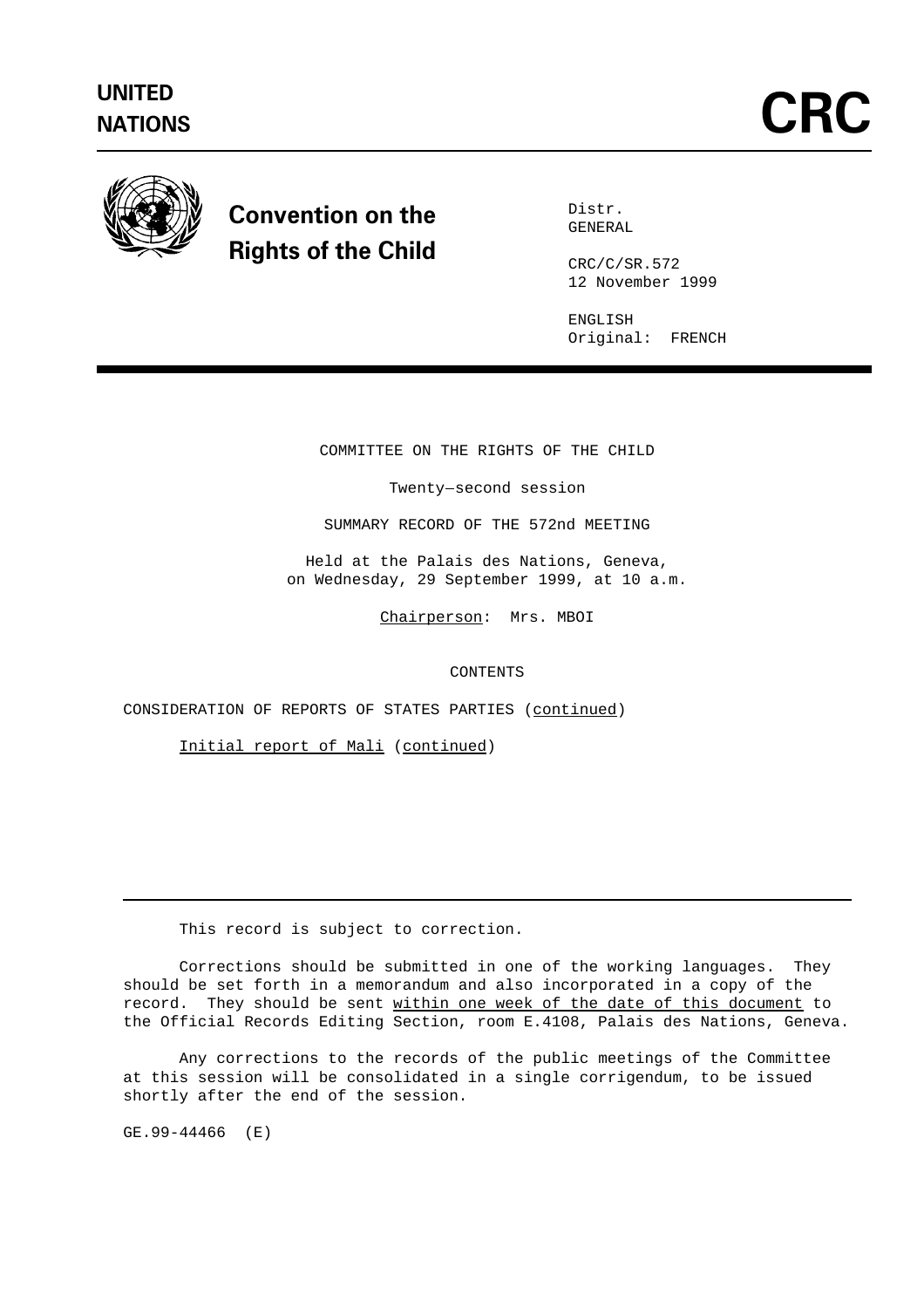UNITED NATIONS

# CRC

**Convention on the Rights of the Child**

Distr.
GENERAL

CRC/C/SR.572
12 November 1999

ENGLISH
Original: FRENCH

COMMITTEE ON THE RIGHTS OF THE CHILD

Twenty-second session

SUMMARY RECORD OF THE 572nd MEETING

Held at the Palais des Nations, Geneva,
on Wednesday, 29 September 1999, at 10 a.m.

Chairperson: Mrs. MBOI

CONTENTS

CONSIDERATION OF REPORTS OF STATES PARTIES (continued)

Initial report of Mali (continued)

---

This record is subject to correction.

Corrections should be submitted in one of the working languages. They should be set forth in a memorandum and also incorporated in a copy of the record. They should be sent within one week of the date of this document to the Official Records Editing Section, room E.4108, Palais des Nations, Geneva.

Any corrections to the records of the public meetings of the Committee at this session will be consolidated in a single corrigendum, to be issued shortly after the end of the session.

GE.99-44466 (E)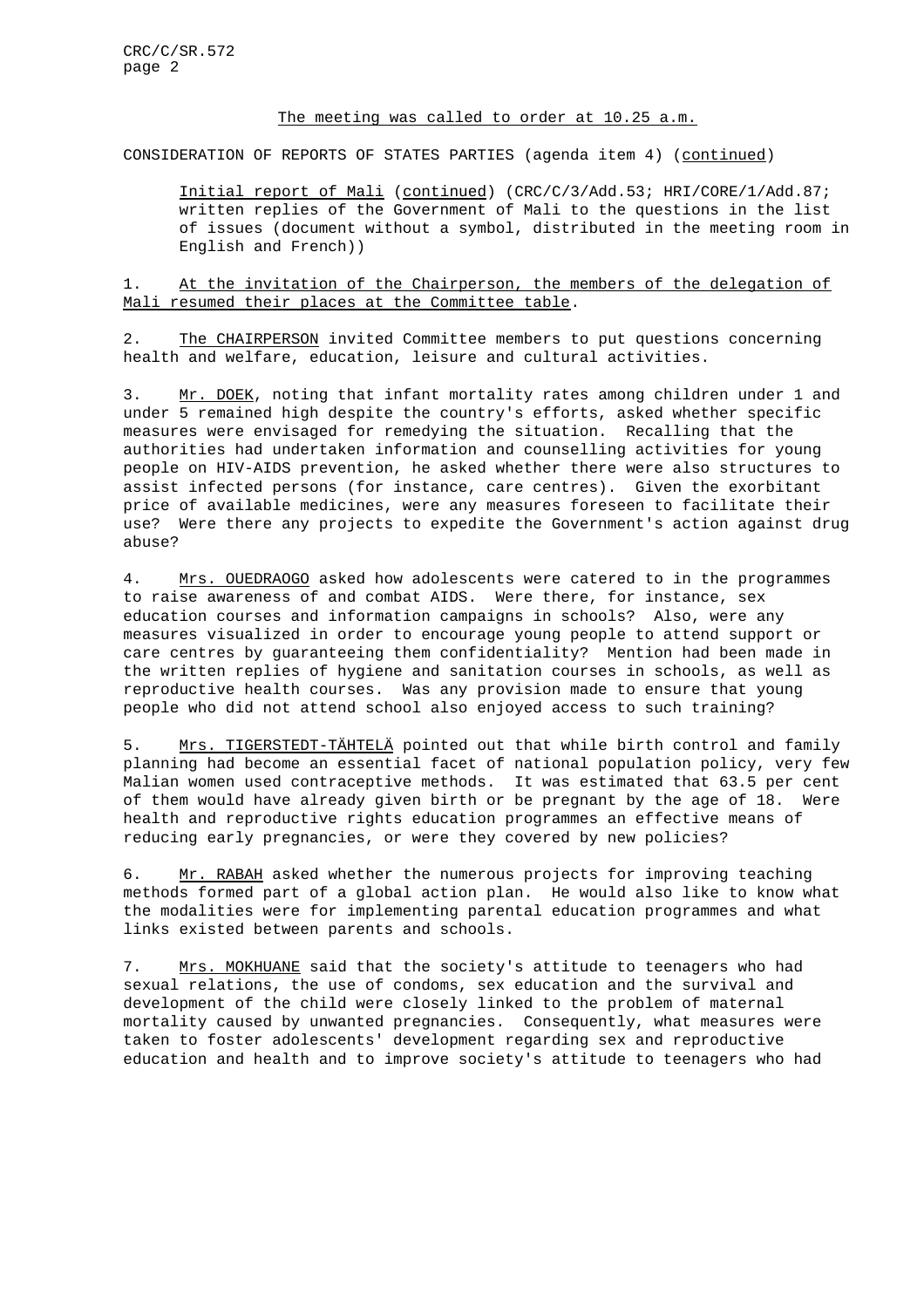The meeting was called to order at 10.25 a.m.

CONSIDERATION OF REPORTS OF STATES PARTIES (agenda item 4) (continued)

Initial report of Mali (continued) (CRC/C/3/Add.53; HRI/CORE/1/Add.87; written replies of the Government of Mali to the questions in the list of issues (document without a symbol, distributed in the meeting room in English and French))

1. At the invitation of the Chairperson, the members of the delegation of Mali resumed their places at the Committee table.

2. The CHAIRPERSON invited Committee members to put questions concerning health and welfare, education, leisure and cultural activities.

3. Mr. DOEK, noting that infant mortality rates among children under 1 and under 5 remained high despite the country's efforts, asked whether specific measures were envisaged for remedying the situation. Recalling that the authorities had undertaken information and counselling activities for young people on HIV-AIDS prevention, he asked whether there were also structures to assist infected persons (for instance, care centres). Given the exorbitant price of available medicines, were any measures foreseen to facilitate their use? Were there any projects to expedite the Government's action against drug abuse?

4. Mrs. OUEDRAOGO asked how adolescents were catered to in the programmes to raise awareness of and combat AIDS. Were there, for instance, sex education courses and information campaigns in schools? Also, were any measures visualized in order to encourage young people to attend support or care centres by guaranteeing them confidentiality? Mention had been made in the written replies of hygiene and sanitation courses in schools, as well as reproductive health courses. Was any provision made to ensure that young people who did not attend school also enjoyed access to such training?

5. Mrs. TIGERSTEDT-TÄHTELÄ pointed out that while birth control and family planning had become an essential facet of national population policy, very few Malian women used contraceptive methods. It was estimated that 63.5 per cent of them would have already given birth or be pregnant by the age of 18. Were health and reproductive rights education programmes an effective means of reducing early pregnancies, or were they covered by new policies?

6. Mr. RABAH asked whether the numerous projects for improving teaching methods formed part of a global action plan. He would also like to know what the modalities were for implementing parental education programmes and what links existed between parents and schools.

7. Mrs. MOKHUANE said that the society's attitude to teenagers who had sexual relations, the use of condoms, sex education and the survival and development of the child were closely linked to the problem of maternal mortality caused by unwanted pregnancies. Consequently, what measures were taken to foster adolescents' development regarding sex and reproductive education and health and to improve society's attitude to teenagers who had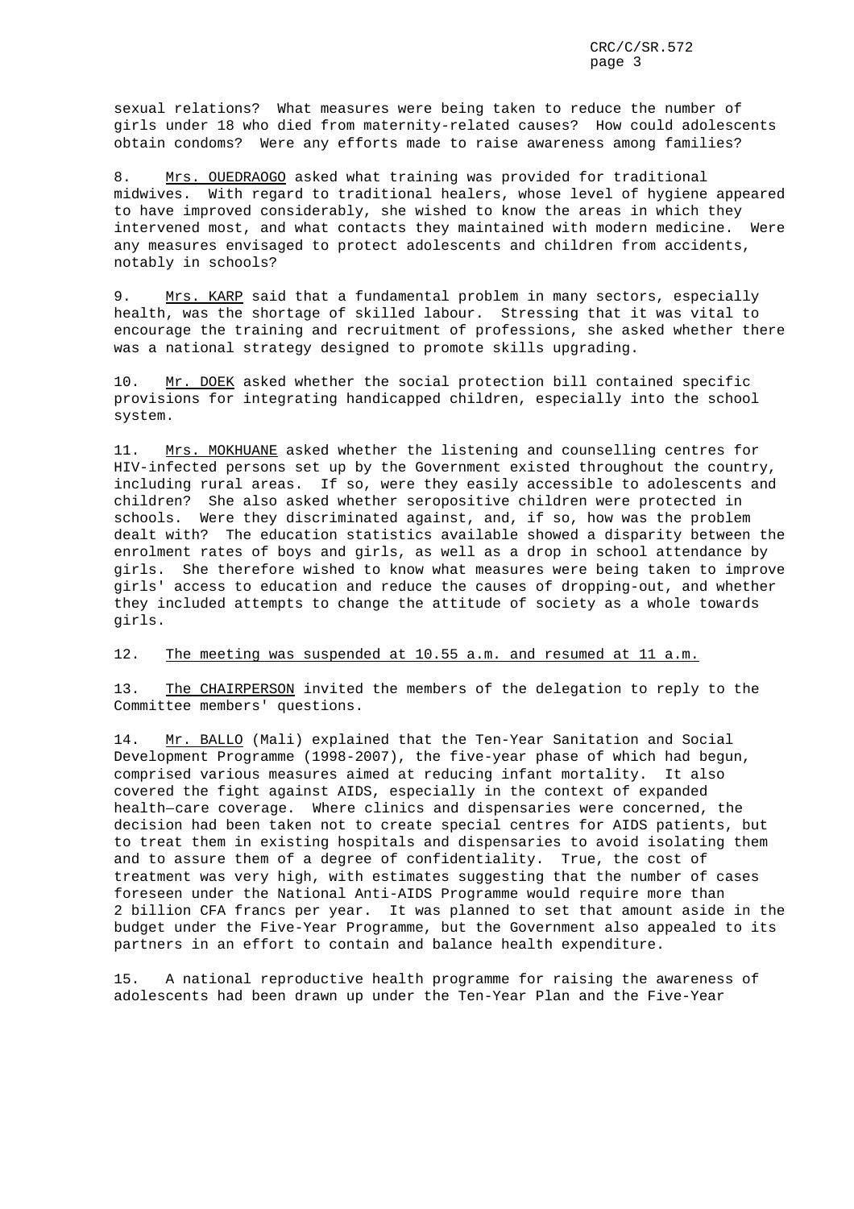sexual relations? What measures were being taken to reduce the number of girls under 18 who died from maternity-related causes? How could adolescents obtain condoms? Were any efforts made to raise awareness among families?

8. Mrs. OUEDRAOGO asked what training was provided for traditional midwives. With regard to traditional healers, whose level of hygiene appeared to have improved considerably, she wished to know the areas in which they intervened most, and what contacts they maintained with modern medicine. Were any measures envisaged to protect adolescents and children from accidents, notably in schools?

9. Mrs. KARP said that a fundamental problem in many sectors, especially health, was the shortage of skilled labour. Stressing that it was vital to encourage the training and recruitment of professions, she asked whether there was a national strategy designed to promote skills upgrading.

10. Mr. DOEK asked whether the social protection bill contained specific provisions for integrating handicapped children, especially into the school system.

11. Mrs. MOKHUANE asked whether the listening and counselling centres for HIV-infected persons set up by the Government existed throughout the country, including rural areas. If so, were they easily accessible to adolescents and children? She also asked whether seropositive children were protected in schools. Were they discriminated against, and, if so, how was the problem dealt with? The education statistics available showed a disparity between the enrolment rates of boys and girls, as well as a drop in school attendance by girls. She therefore wished to know what measures were being taken to improve girls' access to education and reduce the causes of dropping-out, and whether they included attempts to change the attitude of society as a whole towards girls.

12. The meeting was suspended at 10.55 a.m. and resumed at 11 a.m.

13. The CHAIRPERSON invited the members of the delegation to reply to the Committee members' questions.

14. Mr. BALLO (Mali) explained that the Ten-Year Sanitation and Social Development Programme (1998-2007), the five-year phase of which had begun, comprised various measures aimed at reducing infant mortality. It also covered the fight against AIDS, especially in the context of expanded health—care coverage. Where clinics and dispensaries were concerned, the decision had been taken not to create special centres for AIDS patients, but to treat them in existing hospitals and dispensaries to avoid isolating them and to assure them of a degree of confidentiality. True, the cost of treatment was very high, with estimates suggesting that the number of cases foreseen under the National Anti-AIDS Programme would require more than 2 billion CFA francs per year. It was planned to set that amount aside in the budget under the Five-Year Programme, but the Government also appealed to its partners in an effort to contain and balance health expenditure.

15. A national reproductive health programme for raising the awareness of adolescents had been drawn up under the Ten-Year Plan and the Five-Year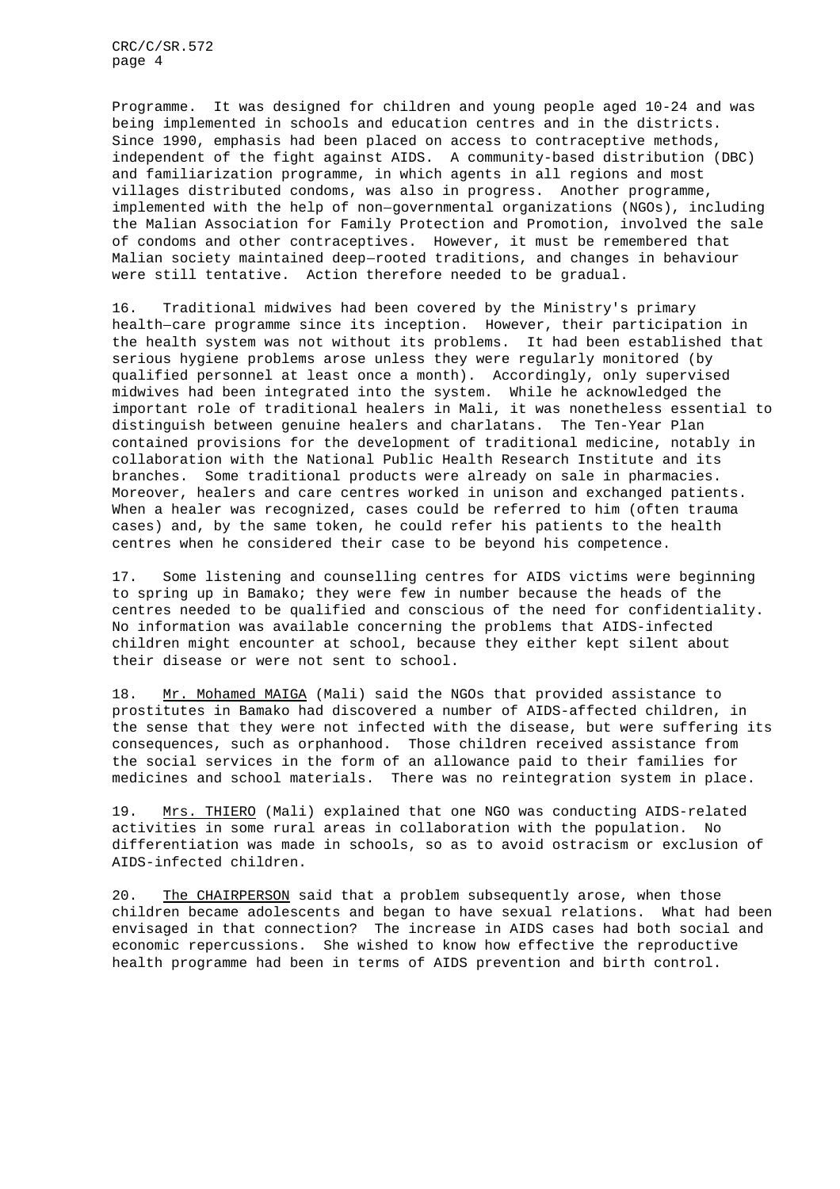Programme. It was designed for children and young people aged 10-24 and was being implemented in schools and education centres and in the districts. Since 1990, emphasis had been placed on access to contraceptive methods, independent of the fight against AIDS. A community-based distribution (DBC) and familiarization programme, in which agents in all regions and most villages distributed condoms, was also in progress. Another programme, implemented with the help of non–governmental organizations (NGOs), including the Malian Association for Family Protection and Promotion, involved the sale of condoms and other contraceptives. However, it must be remembered that Malian society maintained deep–rooted traditions, and changes in behaviour were still tentative. Action therefore needed to be gradual.

16. Traditional midwives had been covered by the Ministry's primary health–care programme since its inception. However, their participation in the health system was not without its problems. It had been established that serious hygiene problems arose unless they were regularly monitored (by qualified personnel at least once a month). Accordingly, only supervised midwives had been integrated into the system. While he acknowledged the important role of traditional healers in Mali, it was nonetheless essential to distinguish between genuine healers and charlatans. The Ten-Year Plan contained provisions for the development of traditional medicine, notably in collaboration with the National Public Health Research Institute and its branches. Some traditional products were already on sale in pharmacies. Moreover, healers and care centres worked in unison and exchanged patients. When a healer was recognized, cases could be referred to him (often trauma cases) and, by the same token, he could refer his patients to the health centres when he considered their case to be beyond his competence.

17. Some listening and counselling centres for AIDS victims were beginning to spring up in Bamako; they were few in number because the heads of the centres needed to be qualified and conscious of the need for confidentiality. No information was available concerning the problems that AIDS-infected children might encounter at school, because they either kept silent about their disease or were not sent to school.

18. Mr. Mohamed MAIGA (Mali) said the NGOs that provided assistance to prostitutes in Bamako had discovered a number of AIDS-affected children, in the sense that they were not infected with the disease, but were suffering its consequences, such as orphanhood. Those children received assistance from the social services in the form of an allowance paid to their families for medicines and school materials. There was no reintegration system in place.

19. Mrs. THIERO (Mali) explained that one NGO was conducting AIDS-related activities in some rural areas in collaboration with the population. No differentiation was made in schools, so as to avoid ostracism or exclusion of AIDS-infected children.

20. The CHAIRPERSON said that a problem subsequently arose, when those children became adolescents and began to have sexual relations. What had been envisaged in that connection? The increase in AIDS cases had both social and economic repercussions. She wished to know how effective the reproductive health programme had been in terms of AIDS prevention and birth control.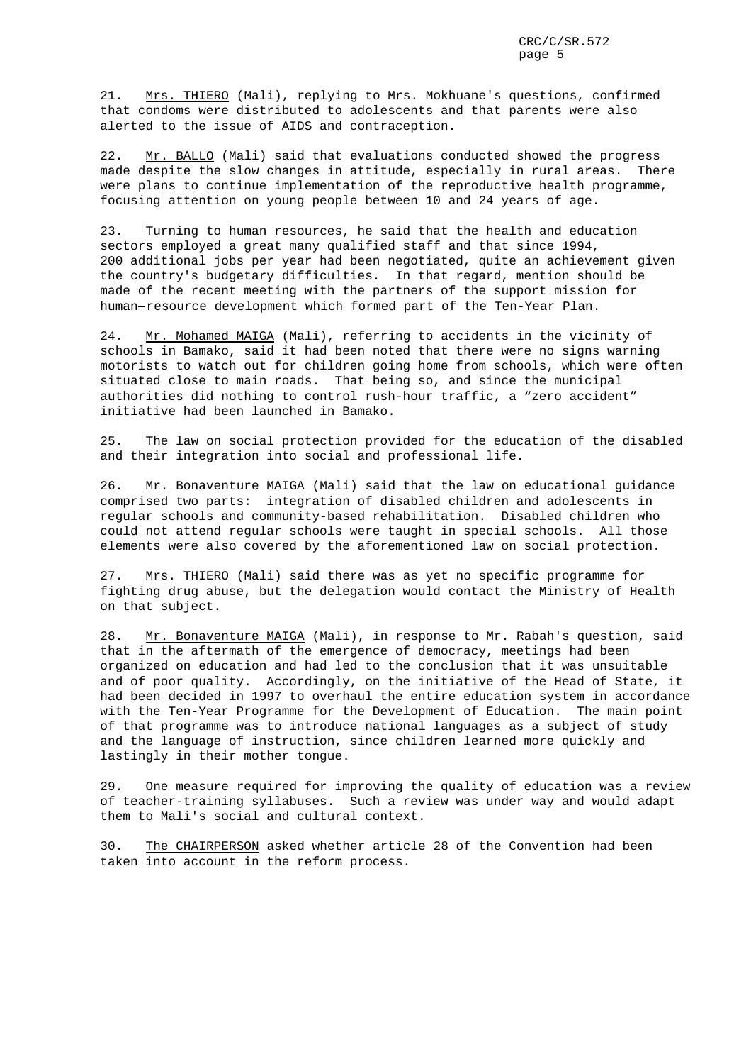21. Mrs. THIERO (Mali), replying to Mrs. Mokhuane's questions, confirmed that condoms were distributed to adolescents and that parents were also alerted to the issue of AIDS and contraception.

22. Mr. BALLO (Mali) said that evaluations conducted showed the progress made despite the slow changes in attitude, especially in rural areas. There were plans to continue implementation of the reproductive health programme, focusing attention on young people between 10 and 24 years of age.

23. Turning to human resources, he said that the health and education sectors employed a great many qualified staff and that since 1994, 200 additional jobs per year had been negotiated, quite an achievement given the country's budgetary difficulties. In that regard, mention should be made of the recent meeting with the partners of the support mission for human—resource development which formed part of the Ten-Year Plan.

24. Mr. Mohamed MAIGA (Mali), referring to accidents in the vicinity of schools in Bamako, said it had been noted that there were no signs warning motorists to watch out for children going home from schools, which were often situated close to main roads. That being so, and since the municipal authorities did nothing to control rush-hour traffic, a "zero accident" initiative had been launched in Bamako.

25. The law on social protection provided for the education of the disabled and their integration into social and professional life.

26. Mr. Bonaventure MAIGA (Mali) said that the law on educational guidance comprised two parts: integration of disabled children and adolescents in regular schools and community-based rehabilitation. Disabled children who could not attend regular schools were taught in special schools. All those elements were also covered by the aforementioned law on social protection.

27. Mrs. THIERO (Mali) said there was as yet no specific programme for fighting drug abuse, but the delegation would contact the Ministry of Health on that subject.

28. Mr. Bonaventure MAIGA (Mali), in response to Mr. Rabah's question, said that in the aftermath of the emergence of democracy, meetings had been organized on education and had led to the conclusion that it was unsuitable and of poor quality. Accordingly, on the initiative of the Head of State, it had been decided in 1997 to overhaul the entire education system in accordance with the Ten-Year Programme for the Development of Education. The main point of that programme was to introduce national languages as a subject of study and the language of instruction, since children learned more quickly and lastingly in their mother tongue.

29. One measure required for improving the quality of education was a review of teacher-training syllabuses. Such a review was under way and would adapt them to Mali's social and cultural context.

30. The CHAIRPERSON asked whether article 28 of the Convention had been taken into account in the reform process.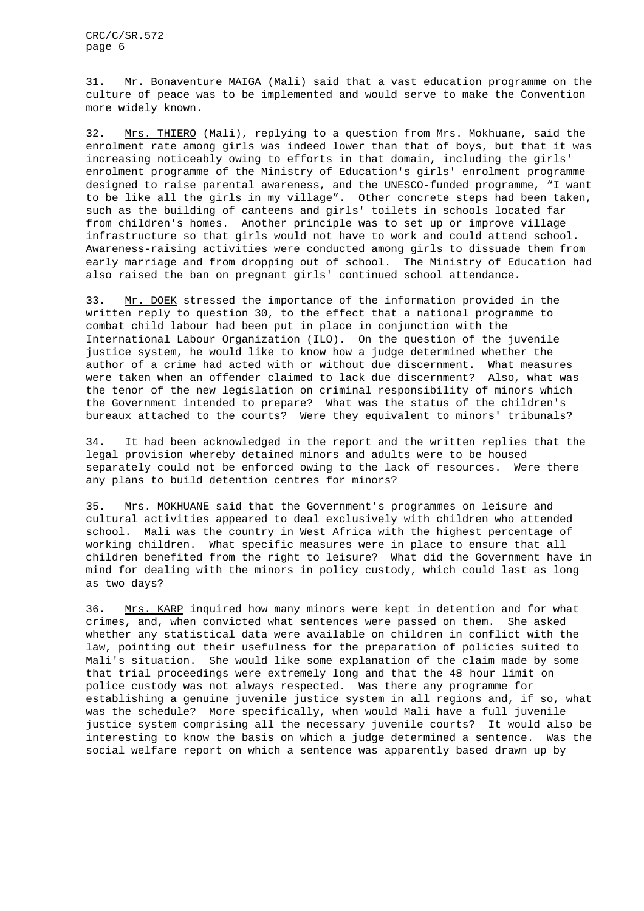31. Mr. Bonaventure MAIGA (Mali) said that a vast education programme on the culture of peace was to be implemented and would serve to make the Convention more widely known.

32. Mrs. THIERO (Mali), replying to a question from Mrs. Mokhuane, said the enrolment rate among girls was indeed lower than that of boys, but that it was increasing noticeably owing to efforts in that domain, including the girls' enrolment programme of the Ministry of Education's girls' enrolment programme designed to raise parental awareness, and the UNESCO-funded programme, "I want to be like all the girls in my village". Other concrete steps had been taken, such as the building of canteens and girls' toilets in schools located far from children's homes. Another principle was to set up or improve village infrastructure so that girls would not have to work and could attend school. Awareness-raising activities were conducted among girls to dissuade them from early marriage and from dropping out of school. The Ministry of Education had also raised the ban on pregnant girls' continued school attendance.

33. Mr. DOEK stressed the importance of the information provided in the written reply to question 30, to the effect that a national programme to combat child labour had been put in place in conjunction with the International Labour Organization (ILO). On the question of the juvenile justice system, he would like to know how a judge determined whether the author of a crime had acted with or without due discernment. What measures were taken when an offender claimed to lack due discernment? Also, what was the tenor of the new legislation on criminal responsibility of minors which the Government intended to prepare? What was the status of the children's bureaux attached to the courts? Were they equivalent to minors' tribunals?

34. It had been acknowledged in the report and the written replies that the legal provision whereby detained minors and adults were to be housed separately could not be enforced owing to the lack of resources. Were there any plans to build detention centres for minors?

35. Mrs. MOKHUANE said that the Government's programmes on leisure and cultural activities appeared to deal exclusively with children who attended school. Mali was the country in West Africa with the highest percentage of working children. What specific measures were in place to ensure that all children benefited from the right to leisure? What did the Government have in mind for dealing with the minors in policy custody, which could last as long as two days?

36. Mrs. KARP inquired how many minors were kept in detention and for what crimes, and, when convicted what sentences were passed on them. She asked whether any statistical data were available on children in conflict with the law, pointing out their usefulness for the preparation of policies suited to Mali's situation. She would like some explanation of the claim made by some that trial proceedings were extremely long and that the 48—hour limit on police custody was not always respected. Was there any programme for establishing a genuine juvenile justice system in all regions and, if so, what was the schedule? More specifically, when would Mali have a full juvenile justice system comprising all the necessary juvenile courts? It would also be interesting to know the basis on which a judge determined a sentence. Was the social welfare report on which a sentence was apparently based drawn up by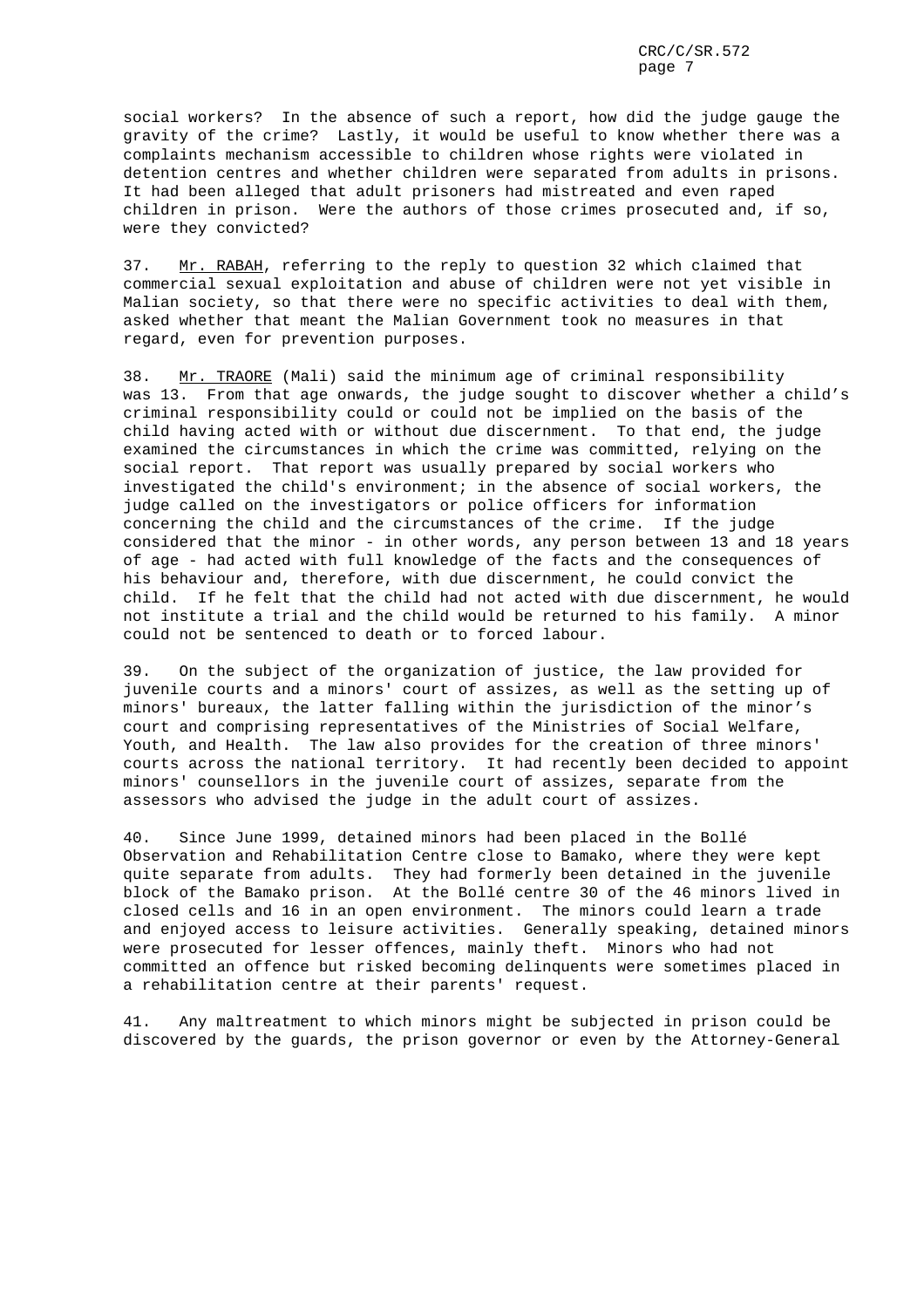social workers? In the absence of such a report, how did the judge gauge the gravity of the crime? Lastly, it would be useful to know whether there was a complaints mechanism accessible to children whose rights were violated in detention centres and whether children were separated from adults in prisons. It had been alleged that adult prisoners had mistreated and even raped children in prison. Were the authors of those crimes prosecuted and, if so, were they convicted?

37. Mr. RABAH, referring to the reply to question 32 which claimed that commercial sexual exploitation and abuse of children were not yet visible in Malian society, so that there were no specific activities to deal with them, asked whether that meant the Malian Government took no measures in that regard, even for prevention purposes.

38. Mr. TRAORE (Mali) said the minimum age of criminal responsibility was 13. From that age onwards, the judge sought to discover whether a child's criminal responsibility could or could not be implied on the basis of the child having acted with or without due discernment. To that end, the judge examined the circumstances in which the crime was committed, relying on the social report. That report was usually prepared by social workers who investigated the child's environment; in the absence of social workers, the judge called on the investigators or police officers for information concerning the child and the circumstances of the crime. If the judge considered that the minor - in other words, any person between 13 and 18 years of age - had acted with full knowledge of the facts and the consequences of his behaviour and, therefore, with due discernment, he could convict the child. If he felt that the child had not acted with due discernment, he would not institute a trial and the child would be returned to his family. A minor could not be sentenced to death or to forced labour.

39. On the subject of the organization of justice, the law provided for juvenile courts and a minors' court of assizes, as well as the setting up of minors' bureaux, the latter falling within the jurisdiction of the minor's court and comprising representatives of the Ministries of Social Welfare, Youth, and Health. The law also provides for the creation of three minors' courts across the national territory. It had recently been decided to appoint minors' counsellors in the juvenile court of assizes, separate from the assessors who advised the judge in the adult court of assizes.

40. Since June 1999, detained minors had been placed in the Bollé Observation and Rehabilitation Centre close to Bamako, where they were kept quite separate from adults. They had formerly been detained in the juvenile block of the Bamako prison. At the Bollé centre 30 of the 46 minors lived in closed cells and 16 in an open environment. The minors could learn a trade and enjoyed access to leisure activities. Generally speaking, detained minors were prosecuted for lesser offences, mainly theft. Minors who had not committed an offence but risked becoming delinquents were sometimes placed in a rehabilitation centre at their parents' request.

41. Any maltreatment to which minors might be subjected in prison could be discovered by the guards, the prison governor or even by the Attorney-General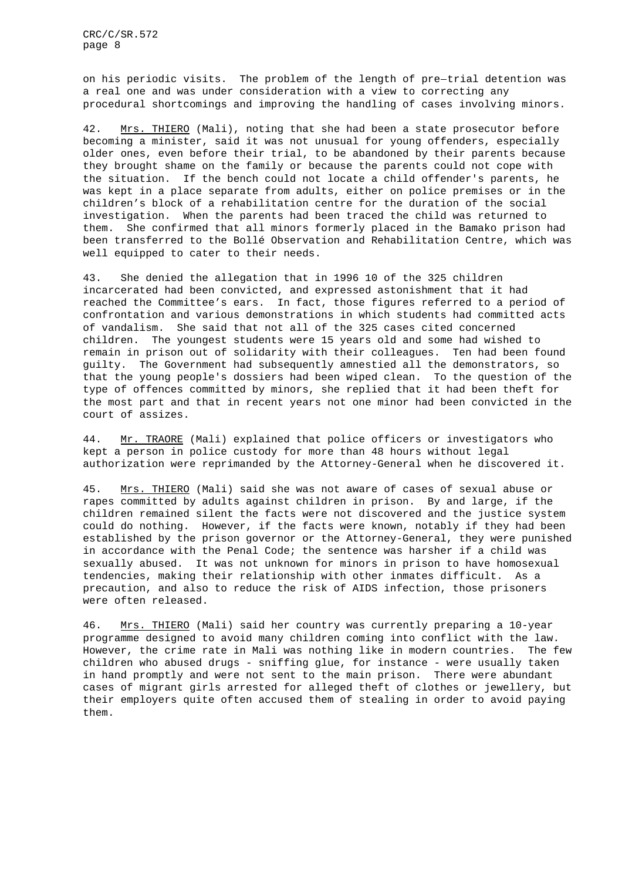on his periodic visits. The problem of the length of pre–trial detention was a real one and was under consideration with a view to correcting any procedural shortcomings and improving the handling of cases involving minors.

42. Mrs. THIERO (Mali), noting that she had been a state prosecutor before becoming a minister, said it was not unusual for young offenders, especially older ones, even before their trial, to be abandoned by their parents because they brought shame on the family or because the parents could not cope with the situation. If the bench could not locate a child offender's parents, he was kept in a place separate from adults, either on police premises or in the children's block of a rehabilitation centre for the duration of the social investigation. When the parents had been traced the child was returned to them. She confirmed that all minors formerly placed in the Bamako prison had been transferred to the Bollé Observation and Rehabilitation Centre, which was well equipped to cater to their needs.

43. She denied the allegation that in 1996 10 of the 325 children incarcerated had been convicted, and expressed astonishment that it had reached the Committee's ears. In fact, those figures referred to a period of confrontation and various demonstrations in which students had committed acts of vandalism. She said that not all of the 325 cases cited concerned children. The youngest students were 15 years old and some had wished to remain in prison out of solidarity with their colleagues. Ten had been found guilty. The Government had subsequently amnestied all the demonstrators, so that the young people's dossiers had been wiped clean. To the question of the type of offences committed by minors, she replied that it had been theft for the most part and that in recent years not one minor had been convicted in the court of assizes.

44. Mr. TRAORE (Mali) explained that police officers or investigators who kept a person in police custody for more than 48 hours without legal authorization were reprimanded by the Attorney-General when he discovered it.

45. Mrs. THIERO (Mali) said she was not aware of cases of sexual abuse or rapes committed by adults against children in prison. By and large, if the children remained silent the facts were not discovered and the justice system could do nothing. However, if the facts were known, notably if they had been established by the prison governor or the Attorney-General, they were punished in accordance with the Penal Code; the sentence was harsher if a child was sexually abused. It was not unknown for minors in prison to have homosexual tendencies, making their relationship with other inmates difficult. As a precaution, and also to reduce the risk of AIDS infection, those prisoners were often released.

46. Mrs. THIERO (Mali) said her country was currently preparing a 10-year programme designed to avoid many children coming into conflict with the law. However, the crime rate in Mali was nothing like in modern countries. The few children who abused drugs - sniffing glue, for instance - were usually taken in hand promptly and were not sent to the main prison. There were abundant cases of migrant girls arrested for alleged theft of clothes or jewellery, but their employers quite often accused them of stealing in order to avoid paying them.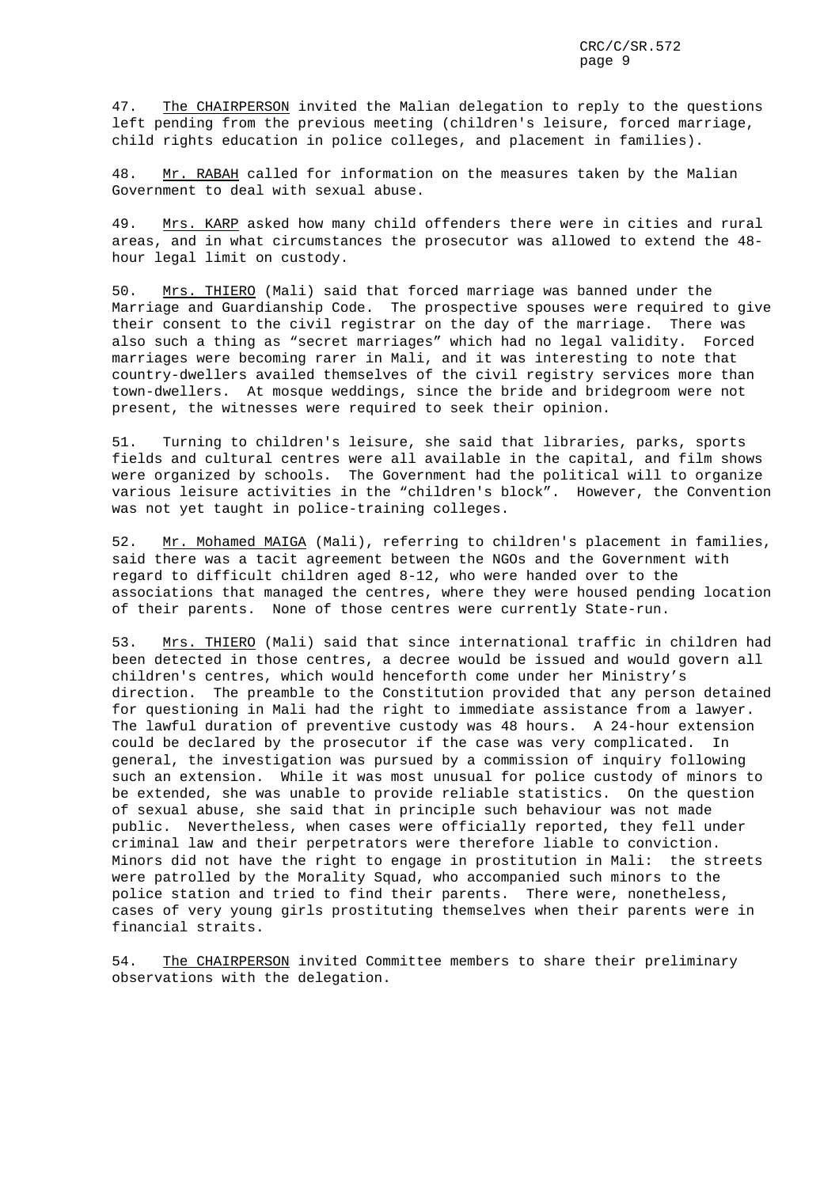47. The CHAIRPERSON invited the Malian delegation to reply to the questions left pending from the previous meeting (children's leisure, forced marriage, child rights education in police colleges, and placement in families).

48. Mr. RABAH called for information on the measures taken by the Malian Government to deal with sexual abuse.

49. Mrs. KARP asked how many child offenders there were in cities and rural areas, and in what circumstances the prosecutor was allowed to extend the 48-hour legal limit on custody.

50. Mrs. THIERO (Mali) said that forced marriage was banned under the Marriage and Guardianship Code. The prospective spouses were required to give their consent to the civil registrar on the day of the marriage. There was also such a thing as "secret marriages" which had no legal validity. Forced marriages were becoming rarer in Mali, and it was interesting to note that country-dwellers availed themselves of the civil registry services more than town-dwellers. At mosque weddings, since the bride and bridegroom were not present, the witnesses were required to seek their opinion.

51. Turning to children's leisure, she said that libraries, parks, sports fields and cultural centres were all available in the capital, and film shows were organized by schools. The Government had the political will to organize various leisure activities in the "children's block". However, the Convention was not yet taught in police-training colleges.

52. Mr. Mohamed MAIGA (Mali), referring to children's placement in families, said there was a tacit agreement between the NGOs and the Government with regard to difficult children aged 8-12, who were handed over to the associations that managed the centres, where they were housed pending location of their parents. None of those centres were currently State-run.

53. Mrs. THIERO (Mali) said that since international traffic in children had been detected in those centres, a decree would be issued and would govern all children's centres, which would henceforth come under her Ministry's direction. The preamble to the Constitution provided that any person detained for questioning in Mali had the right to immediate assistance from a lawyer. The lawful duration of preventive custody was 48 hours. A 24-hour extension could be declared by the prosecutor if the case was very complicated. In general, the investigation was pursued by a commission of inquiry following such an extension. While it was most unusual for police custody of minors to be extended, she was unable to provide reliable statistics. On the question of sexual abuse, she said that in principle such behaviour was not made public. Nevertheless, when cases were officially reported, they fell under criminal law and their perpetrators were therefore liable to conviction. Minors did not have the right to engage in prostitution in Mali: the streets were patrolled by the Morality Squad, who accompanied such minors to the police station and tried to find their parents. There were, nonetheless, cases of very young girls prostituting themselves when their parents were in financial straits.

54. The CHAIRPERSON invited Committee members to share their preliminary observations with the delegation.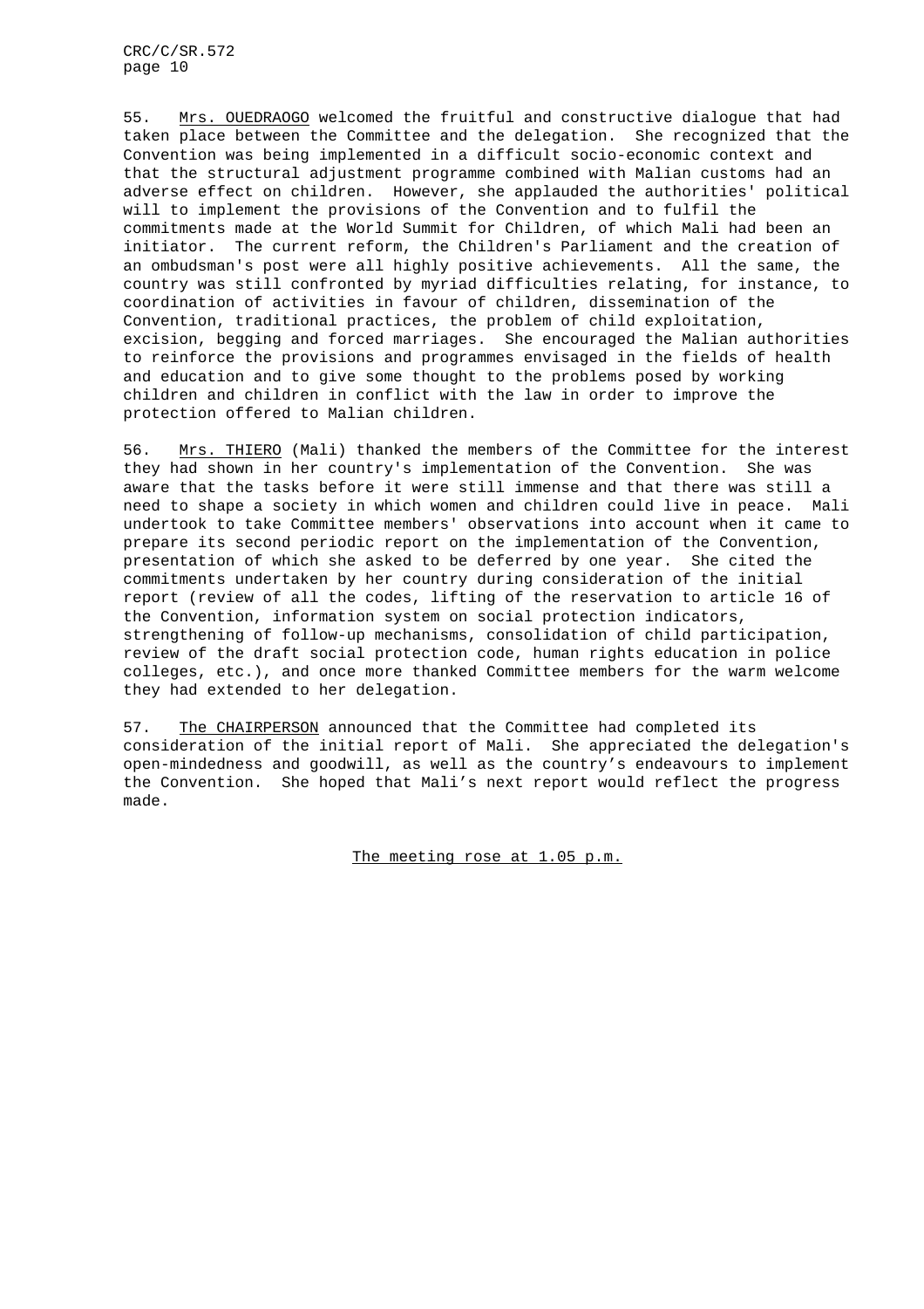55. Mrs. OUEDRAOGO welcomed the fruitful and constructive dialogue that had taken place between the Committee and the delegation. She recognized that the Convention was being implemented in a difficult socio-economic context and that the structural adjustment programme combined with Malian customs had an adverse effect on children. However, she applauded the authorities' political will to implement the provisions of the Convention and to fulfil the commitments made at the World Summit for Children, of which Mali had been an initiator. The current reform, the Children's Parliament and the creation of an ombudsman's post were all highly positive achievements. All the same, the country was still confronted by myriad difficulties relating, for instance, to coordination of activities in favour of children, dissemination of the Convention, traditional practices, the problem of child exploitation, excision, begging and forced marriages. She encouraged the Malian authorities to reinforce the provisions and programmes envisaged in the fields of health and education and to give some thought to the problems posed by working children and children in conflict with the law in order to improve the protection offered to Malian children.

56. Mrs. THIERO (Mali) thanked the members of the Committee for the interest they had shown in her country's implementation of the Convention. She was aware that the tasks before it were still immense and that there was still a need to shape a society in which women and children could live in peace. Mali undertook to take Committee members' observations into account when it came to prepare its second periodic report on the implementation of the Convention, presentation of which she asked to be deferred by one year. She cited the commitments undertaken by her country during consideration of the initial report (review of all the codes, lifting of the reservation to article 16 of the Convention, information system on social protection indicators, strengthening of follow-up mechanisms, consolidation of child participation, review of the draft social protection code, human rights education in police colleges, etc.), and once more thanked Committee members for the warm welcome they had extended to her delegation.

57. The CHAIRPERSON announced that the Committee had completed its consideration of the initial report of Mali. She appreciated the delegation's open-mindedness and goodwill, as well as the country's endeavours to implement the Convention. She hoped that Mali's next report would reflect the progress made.

The meeting rose at 1.05 p.m.